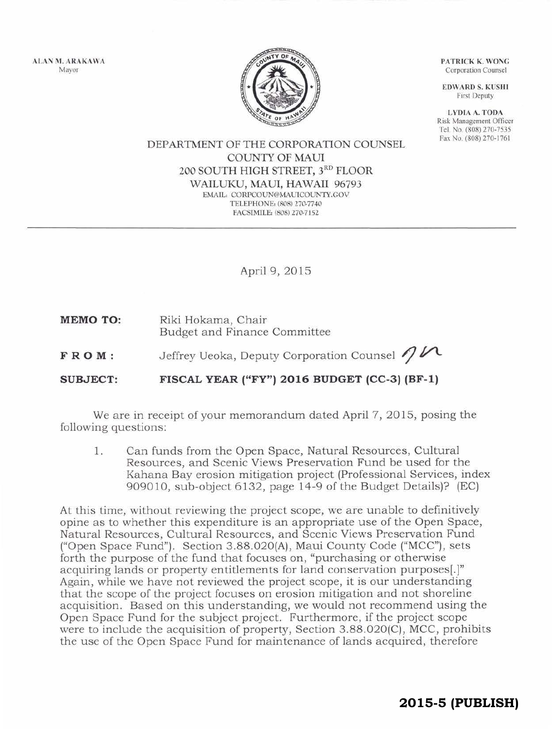ALAN M. ARAKAWA
Mayor

PATRICK K. WONG
Corporation Counsel

EDWARD S. KUSHI
First Deputy

LYDIA A. TODA
Risk Management Officer
Tel. No. (808) 270-7535
Fax No. (808) 270-1761

DEPARTMENT OF THE CORPORATION COUNSEL
COUNTY OF MAUI
200 SOUTH HIGH STREET, 3RD FLOOR
WAILUKU, MAUI, HAWAII 96793
EMAIL: CORPCOUN@MAUICOUNTY.GOV
TELEPHONE: (808) 270-7740
FACSIMILE: (808) 270-7152

---

April 9, 2015

**MEMO TO:** Riki Hokama, Chair
Budget and Finance Committee

**FROM:** Jeffrey Ueoka, Deputy Corporation Counsel

**SUBJECT:** **FISCAL YEAR ("FY") 2016 BUDGET (CC-3) (BF-1)**

We are in receipt of your memorandum dated April 7, 2015, posing the following questions:

1. Can funds from the Open Space, Natural Resources, Cultural Resources, and Scenic Views Preservation Fund be used for the Kahana Bay erosion mitigation project (Professional Services, index 909010, sub-object 6132, page 14-9 of the Budget Details)? (EC)

At this time, without reviewing the project scope, we are unable to definitively opine as to whether this expenditure is an appropriate use of the Open Space, Natural Resources, Cultural Resources, and Scenic Views Preservation Fund ("Open Space Fund"). Section 3.88.020(A), Maui County Code ("MCC"), sets forth the purpose of the fund that focuses on, "purchasing or otherwise acquiring lands or property entitlements for land conservation purposes[.]" Again, while we have not reviewed the project scope, it is our understanding that the scope of the project focuses on erosion mitigation and not shoreline acquisition. Based on this understanding, we would not recommend using the Open Space Fund for the subject project. Furthermore, if the project scope were to include the acquisition of property, Section 3.88.020(C), MCC, prohibits the use of the Open Space Fund for maintenance of lands acquired, therefore

**2015-5 (PUBLISH)**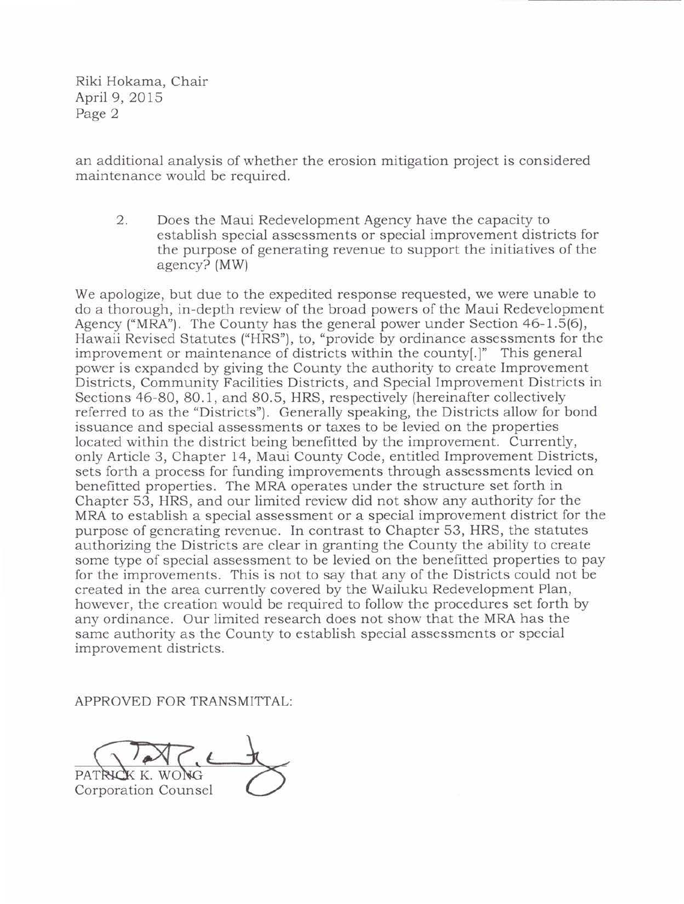an additional analysis of whether the erosion mitigation project is considered maintenance would be required.

2. Does the Maui Redevelopment Agency have the capacity to establish special assessments or special improvement districts for the purpose of generating revenue to support the initiatives of the agency? (MW)

We apologize, but due to the expedited response requested, we were unable to do a thorough, in-depth review of the broad powers of the Maui Redevelopment Agency ("MRA"). The County has the general power under Section 46-1.5(6), Hawaii Revised Statutes ("HRS"), to, "provide by ordinance assessments for the improvement or maintenance of districts within the county[.]" This general power is expanded by giving the County the authority to create Improvement Districts, Community Facilities Districts, and Special Improvement Districts in Sections 46-80, 80.1, and 80.5, HRS, respectively (hereinafter collectively referred to as the "Districts"). Generally speaking, the Districts allow for bond issuance and special assessments or taxes to be levied on the properties located within the district being benefitted by the improvement. Currently, only Article 3, Chapter 14, Maui County Code, entitled Improvement Districts, sets forth a process for funding improvements through assessments levied on benefitted properties. The MRA operates under the structure set forth in Chapter 53, HRS, and our limited review did not show any authority for the MRA to establish a special assessment or a special improvement district for the purpose of generating revenue. In contrast to Chapter 53, HRS, the statutes authorizing the Districts are clear in granting the County the ability to create some type of special assessment to be levied on the benefitted properties to pay for the improvements. This is not to say that any of the Districts could not be created in the area currently covered by the Wailuku Redevelopment Plan, however, the creation would be required to follow the procedures set forth by any ordinance. Our limited research does not show that the MRA has the same authority as the County to establish special assessments or special improvement districts.

APPROVED FOR TRANSMITTAL:

PATRICK K. WONG
Corporation Counsel